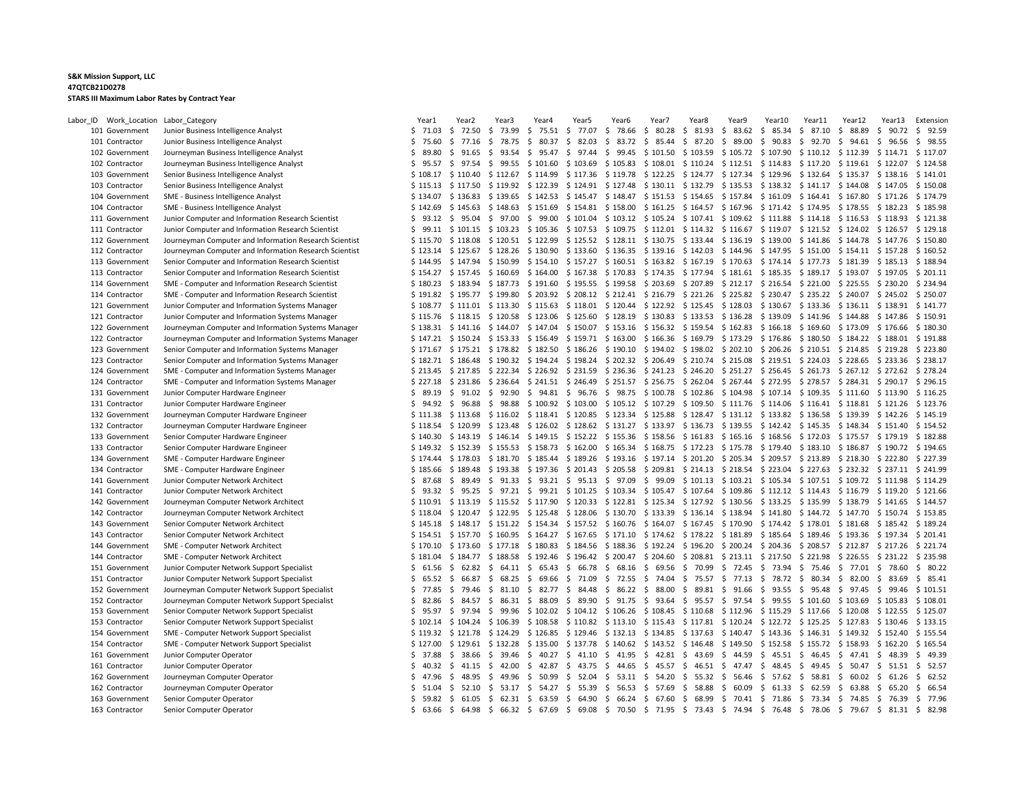**S&K Mission Support, LLC**
**47QTCB21D0278**
**STARS III Maximum Labor Rates by Contract Year**

| Labor_ID | Work_Location | Labor_Category | Year1 | Year2 | Year3 | Year4 | Year5 | Year6 | Year7 | Year8 | Year9 | Year10 | Year11 | Year12 | Year13 | Extension |
|---|---|---|---|---|---|---|---|---|---|---|---|---|---|---|---|---|
| 101 | Government | Junior Business Intelligence Analyst | $ 71.03 | $ 72.50 | $ 73.99 | $ 75.51 | $ 77.07 | $ 78.66 | $ 80.28 | $ 81.93 | $ 83.62 | $ 85.34 | $ 87.10 | $ 88.89 | $ 90.72 | $ 92.59 |
| 101 | Contractor | Junior Business Intelligence Analyst | $ 75.60 | $ 77.16 | $ 78.75 | $ 80.37 | $ 82.03 | $ 83.72 | $ 85.44 | $ 87.20 | $ 89.00 | $ 90.83 | $ 92.70 | $ 94.61 | $ 96.56 | $ 98.55 |
| 102 | Government | Journeyman Business Intelligence Analyst | $ 89.80 | $ 91.65 | $ 93.54 | $ 95.47 | $ 97.44 | $ 99.45 | $ 101.50 | $ 103.59 | $ 105.72 | $ 107.90 | $ 110.12 | $ 112.39 | $ 114.71 | $ 117.07 |
| 102 | Contractor | Journeyman Business Intelligence Analyst | $ 95.57 | $ 97.54 | $ 99.55 | $ 101.60 | $ 103.69 | $ 105.83 | $ 108.01 | $ 110.24 | $ 112.51 | $ 114.83 | $ 117.20 | $ 119.61 | $ 122.07 | $ 124.58 |
| 103 | Government | Senior Business Intelligence Analyst | $ 108.17 | $ 110.40 | $ 112.67 | $ 114.99 | $ 117.36 | $ 119.78 | $ 122.25 | $ 124.77 | $ 127.34 | $ 129.96 | $ 132.64 | $ 135.37 | $ 138.16 | $ 141.01 |
| 103 | Contractor | Senior Business Intelligence Analyst | $ 115.13 | $ 117.50 | $ 119.92 | $ 122.39 | $ 124.91 | $ 127.48 | $ 130.11 | $ 132.79 | $ 135.53 | $ 138.32 | $ 141.17 | $ 144.08 | $ 147.05 | $ 150.08 |
| 104 | Government | SME - Business Intelligence Analyst | $ 134.07 | $ 136.83 | $ 139.65 | $ 142.53 | $ 145.47 | $ 148.47 | $ 151.53 | $ 154.65 | $ 157.84 | $ 161.09 | $ 164.41 | $ 167.80 | $ 171.26 | $ 174.79 |
| 104 | Contractor | SME - Business Intelligence Analyst | $ 142.69 | $ 145.63 | $ 148.63 | $ 151.69 | $ 154.81 | $ 158.00 | $ 161.25 | $ 164.57 | $ 167.96 | $ 171.42 | $ 174.95 | $ 178.55 | $ 182.23 | $ 185.98 |
| 111 | Government | Junior Computer and Information Research Scientist | $ 93.12 | $ 95.04 | $ 97.00 | $ 99.00 | $ 101.04 | $ 103.12 | $ 105.24 | $ 107.41 | $ 109.62 | $ 111.88 | $ 114.18 | $ 116.53 | $ 118.93 | $ 121.38 |
| 111 | Contractor | Junior Computer and Information Research Scientist | $ 99.11 | $ 101.15 | $ 103.23 | $ 105.36 | $ 107.53 | $ 109.75 | $ 112.01 | $ 114.32 | $ 116.67 | $ 119.07 | $ 121.52 | $ 124.02 | $ 126.57 | $ 129.18 |
| 112 | Government | Journeyman Computer and Information Research Scientist | $ 115.70 | $ 118.08 | $ 120.51 | $ 122.99 | $ 125.52 | $ 128.11 | $ 130.75 | $ 133.44 | $ 136.19 | $ 139.00 | $ 141.86 | $ 144.78 | $ 147.76 | $ 150.80 |
| 112 | Contractor | Journeyman Computer and Information Research Scientist | $ 123.14 | $ 125.67 | $ 128.26 | $ 130.90 | $ 133.60 | $ 136.35 | $ 139.16 | $ 142.03 | $ 144.96 | $ 147.95 | $ 151.00 | $ 154.11 | $ 157.28 | $ 160.52 |
| 113 | Government | Senior Computer and Information Research Scientist | $ 144.95 | $ 147.94 | $ 150.99 | $ 154.10 | $ 157.27 | $ 160.51 | $ 163.82 | $ 167.19 | $ 170.63 | $ 174.14 | $ 177.73 | $ 181.39 | $ 185.13 | $ 188.94 |
| 113 | Contractor | Senior Computer and Information Research Scientist | $ 154.27 | $ 157.45 | $ 160.69 | $ 164.00 | $ 167.38 | $ 170.83 | $ 174.35 | $ 177.94 | $ 181.61 | $ 185.35 | $ 189.17 | $ 193.07 | $ 197.05 | $ 201.11 |
| 114 | Government | SME - Computer and Information Research Scientist | $ 180.23 | $ 183.94 | $ 187.73 | $ 191.60 | $ 195.55 | $ 199.58 | $ 203.69 | $ 207.89 | $ 212.17 | $ 216.54 | $ 221.00 | $ 225.55 | $ 230.20 | $ 234.94 |
| 114 | Contractor | SME - Computer and Information Research Scientist | $ 191.82 | $ 195.77 | $ 199.80 | $ 203.92 | $ 208.12 | $ 212.41 | $ 216.79 | $ 221.26 | $ 225.82 | $ 230.47 | $ 235.22 | $ 240.07 | $ 245.02 | $ 250.07 |
| 121 | Government | Junior Computer and Information Systems Manager | $ 108.77 | $ 111.01 | $ 113.30 | $ 115.63 | $ 118.01 | $ 120.44 | $ 122.92 | $ 125.45 | $ 128.03 | $ 130.67 | $ 133.36 | $ 136.11 | $ 138.91 | $ 141.77 |
| 121 | Contractor | Junior Computer and Information Systems Manager | $ 115.76 | $ 118.15 | $ 120.58 | $ 123.06 | $ 125.60 | $ 128.19 | $ 130.83 | $ 133.53 | $ 136.28 | $ 139.09 | $ 141.96 | $ 144.88 | $ 147.86 | $ 150.91 |
| 122 | Government | Journeyman Computer and Information Systems Manager | $ 138.31 | $ 141.16 | $ 144.07 | $ 147.04 | $ 150.07 | $ 153.16 | $ 156.32 | $ 159.54 | $ 162.83 | $ 166.18 | $ 169.60 | $ 173.09 | $ 176.66 | $ 180.30 |
| 122 | Contractor | Journeyman Computer and Information Systems Manager | $ 147.21 | $ 150.24 | $ 153.33 | $ 156.49 | $ 159.71 | $ 163.00 | $ 166.36 | $ 169.79 | $ 173.29 | $ 176.86 | $ 180.50 | $ 184.22 | $ 188.01 | $ 191.88 |
| 123 | Government | Senior Computer and Information Systems Manager | $ 171.67 | $ 175.21 | $ 178.82 | $ 182.50 | $ 186.26 | $ 190.10 | $ 194.02 | $ 198.02 | $ 202.10 | $ 206.26 | $ 210.51 | $ 214.85 | $ 219.28 | $ 223.80 |
| 123 | Contractor | Senior Computer and Information Systems Manager | $ 182.71 | $ 186.48 | $ 190.32 | $ 194.24 | $ 198.24 | $ 202.32 | $ 206.49 | $ 210.74 | $ 215.08 | $ 219.51 | $ 224.03 | $ 228.65 | $ 233.36 | $ 238.17 |
| 124 | Government | SME - Computer and Information Systems Manager | $ 213.45 | $ 217.85 | $ 222.34 | $ 226.92 | $ 231.59 | $ 236.36 | $ 241.23 | $ 246.20 | $ 251.27 | $ 256.45 | $ 261.73 | $ 267.12 | $ 272.62 | $ 278.24 |
| 124 | Contractor | SME - Computer and Information Systems Manager | $ 227.18 | $ 231.86 | $ 236.64 | $ 241.51 | $ 246.49 | $ 251.57 | $ 256.75 | $ 262.04 | $ 267.44 | $ 272.95 | $ 278.57 | $ 284.31 | $ 290.17 | $ 296.15 |
| 131 | Government | Junior Computer Hardware Engineer | $ 89.19 | $ 91.02 | $ 92.90 | $ 94.81 | $ 96.76 | $ 98.75 | $ 100.78 | $ 102.86 | $ 104.98 | $ 107.14 | $ 109.35 | $ 111.60 | $ 113.90 | $ 116.25 |
| 131 | Contractor | Junior Computer Hardware Engineer | $ 94.92 | $ 96.88 | $ 98.88 | $ 100.92 | $ 103.00 | $ 105.12 | $ 107.29 | $ 109.50 | $ 111.76 | $ 114.06 | $ 116.41 | $ 118.81 | $ 121.26 | $ 123.76 |
| 132 | Government | Journeyman Computer Hardware Engineer | $ 111.38 | $ 113.68 | $ 116.02 | $ 118.41 | $ 120.85 | $ 123.34 | $ 125.88 | $ 128.47 | $ 131.12 | $ 133.82 | $ 136.58 | $ 139.39 | $ 142.26 | $ 145.19 |
| 132 | Contractor | Journeyman Computer Hardware Engineer | $ 118.54 | $ 120.99 | $ 123.48 | $ 126.02 | $ 128.62 | $ 131.27 | $ 133.97 | $ 136.73 | $ 139.55 | $ 142.42 | $ 145.35 | $ 148.34 | $ 151.40 | $ 154.52 |
| 133 | Government | Senior Computer Hardware Engineer | $ 140.30 | $ 143.19 | $ 146.14 | $ 149.15 | $ 152.22 | $ 155.36 | $ 158.56 | $ 161.83 | $ 165.16 | $ 168.56 | $ 172.03 | $ 175.57 | $ 179.19 | $ 182.88 |
| 133 | Contractor | Senior Computer Hardware Engineer | $ 149.32 | $ 152.39 | $ 155.53 | $ 158.73 | $ 162.00 | $ 165.34 | $ 168.75 | $ 172.23 | $ 175.78 | $ 179.40 | $ 183.10 | $ 186.87 | $ 190.72 | $ 194.65 |
| 134 | Government | SME - Computer Hardware Engineer | $ 174.44 | $ 178.03 | $ 181.70 | $ 185.44 | $ 189.26 | $ 193.16 | $ 197.14 | $ 201.20 | $ 205.34 | $ 209.57 | $ 213.89 | $ 218.30 | $ 222.80 | $ 227.39 |
| 134 | Contractor | SME - Computer Hardware Engineer | $ 185.66 | $ 189.48 | $ 193.38 | $ 197.36 | $ 201.43 | $ 205.58 | $ 209.81 | $ 214.13 | $ 218.54 | $ 223.04 | $ 227.63 | $ 232.32 | $ 237.11 | $ 241.99 |
| 141 | Government | Junior Computer Network Architect | $ 87.68 | $ 89.49 | $ 91.33 | $ 93.21 | $ 95.13 | $ 97.09 | $ 99.09 | $ 101.13 | $ 103.21 | $ 105.34 | $ 107.51 | $ 109.72 | $ 111.98 | $ 114.29 |
| 141 | Contractor | Junior Computer Network Architect | $ 93.32 | $ 95.25 | $ 97.21 | $ 99.21 | $ 101.25 | $ 103.34 | $ 105.47 | $ 107.64 | $ 109.86 | $ 112.12 | $ 114.43 | $ 116.79 | $ 119.20 | $ 121.66 |
| 142 | Government | Journeyman Computer Network Architect | $ 110.91 | $ 113.19 | $ 115.52 | $ 117.90 | $ 120.33 | $ 122.81 | $ 125.34 | $ 127.92 | $ 130.56 | $ 133.25 | $ 135.99 | $ 138.79 | $ 141.65 | $ 144.57 |
| 142 | Contractor | Journeyman Computer Network Architect | $ 118.04 | $ 120.47 | $ 122.95 | $ 125.48 | $ 128.06 | $ 130.70 | $ 133.39 | $ 136.14 | $ 138.94 | $ 141.80 | $ 144.72 | $ 147.70 | $ 150.74 | $ 153.85 |
| 143 | Government | Senior Computer Network Architect | $ 145.18 | $ 148.17 | $ 151.22 | $ 154.34 | $ 157.52 | $ 160.76 | $ 164.07 | $ 167.45 | $ 170.90 | $ 174.42 | $ 178.01 | $ 181.68 | $ 185.42 | $ 189.24 |
| 143 | Contractor | Senior Computer Network Architect | $ 154.51 | $ 157.70 | $ 160.95 | $ 164.27 | $ 167.65 | $ 171.10 | $ 174.62 | $ 178.22 | $ 181.89 | $ 185.64 | $ 189.46 | $ 193.36 | $ 197.34 | $ 201.41 |
| 144 | Government | SME - Computer Network Architect | $ 170.10 | $ 173.60 | $ 177.18 | $ 180.83 | $ 184.56 | $ 188.36 | $ 192.24 | $ 196.20 | $ 200.24 | $ 204.36 | $ 208.57 | $ 212.87 | $ 217.26 | $ 221.74 |
| 144 | Contractor | SME - Computer Network Architect | $ 181.04 | $ 184.77 | $ 188.58 | $ 192.46 | $ 196.42 | $ 200.47 | $ 204.60 | $ 208.81 | $ 213.11 | $ 217.50 | $ 221.98 | $ 226.55 | $ 231.22 | $ 235.98 |
| 151 | Government | Junior Computer Network Support Specialist | $ 61.56 | $ 62.82 | $ 64.11 | $ 65.43 | $ 66.78 | $ 68.16 | $ 69.56 | $ 70.99 | $ 72.45 | $ 73.94 | $ 75.46 | $ 77.01 | $ 78.60 | $ 80.22 |
| 151 | Contractor | Junior Computer Network Support Specialist | $ 65.52 | $ 66.87 | $ 68.25 | $ 69.66 | $ 71.09 | $ 72.55 | $ 74.04 | $ 75.57 | $ 77.13 | $ 78.72 | $ 80.34 | $ 82.00 | $ 83.69 | $ 85.41 |
| 152 | Government | Journeyman Computer Network Support Specialist | $ 77.85 | $ 79.46 | $ 81.10 | $ 82.77 | $ 84.48 | $ 86.22 | $ 88.00 | $ 89.81 | $ 91.66 | $ 93.55 | $ 95.48 | $ 97.45 | $ 99.46 | $ 101.51 |
| 152 | Contractor | Journeyman Computer Network Support Specialist | $ 82.86 | $ 84.57 | $ 86.31 | $ 88.09 | $ 89.90 | $ 91.75 | $ 93.64 | $ 95.57 | $ 97.54 | $ 99.55 | $ 101.60 | $ 103.69 | $ 105.83 | $ 108.01 |
| 153 | Government | Senior Computer Network Support Specialist | $ 95.97 | $ 97.94 | $ 99.96 | $ 102.02 | $ 104.12 | $ 106.26 | $ 108.45 | $ 110.68 | $ 112.96 | $ 115.29 | $ 117.66 | $ 120.08 | $ 122.55 | $ 125.07 |
| 153 | Contractor | Senior Computer Network Support Specialist | $ 102.14 | $ 104.24 | $ 106.39 | $ 108.58 | $ 110.82 | $ 113.10 | $ 115.43 | $ 117.81 | $ 120.24 | $ 122.72 | $ 125.25 | $ 127.83 | $ 130.46 | $ 133.15 |
| 154 | Government | SME - Computer Network Support Specialist | $ 119.32 | $ 121.78 | $ 124.29 | $ 126.85 | $ 129.46 | $ 132.13 | $ 134.85 | $ 137.63 | $ 140.47 | $ 143.36 | $ 146.31 | $ 149.32 | $ 152.40 | $ 155.54 |
| 154 | Contractor | SME - Computer Network Support Specialist | $ 127.00 | $ 129.61 | $ 132.28 | $ 135.00 | $ 137.78 | $ 140.62 | $ 143.52 | $ 146.48 | $ 149.50 | $ 152.58 | $ 155.72 | $ 158.93 | $ 162.20 | $ 165.54 |
| 161 | Government | Junior Computer Operator | $ 37.88 | $ 38.66 | $ 39.46 | $ 40.27 | $ 41.10 | $ 41.95 | $ 42.81 | $ 43.69 | $ 44.59 | $ 45.51 | $ 46.45 | $ 47.41 | $ 48.39 | $ 49.39 |
| 161 | Contractor | Junior Computer Operator | $ 40.32 | $ 41.15 | $ 42.00 | $ 42.87 | $ 43.75 | $ 44.65 | $ 45.57 | $ 46.51 | $ 47.47 | $ 48.45 | $ 49.45 | $ 50.47 | $ 51.51 | $ 52.57 |
| 162 | Government | Journeyman Computer Operator | $ 47.96 | $ 48.95 | $ 49.96 | $ 50.99 | $ 52.04 | $ 53.11 | $ 54.20 | $ 55.32 | $ 56.46 | $ 57.62 | $ 58.81 | $ 60.02 | $ 61.26 | $ 62.52 |
| 162 | Contractor | Journeyman Computer Operator | $ 51.04 | $ 52.10 | $ 53.17 | $ 54.27 | $ 55.39 | $ 56.53 | $ 57.69 | $ 58.88 | $ 60.09 | $ 61.33 | $ 62.59 | $ 63.88 | $ 65.20 | $ 66.54 |
| 163 | Government | Senior Computer Operator | $ 59.82 | $ 61.05 | $ 62.31 | $ 63.59 | $ 64.90 | $ 66.24 | $ 67.60 | $ 68.99 | $ 70.41 | $ 71.86 | $ 73.34 | $ 74.85 | $ 76.39 | $ 77.96 |
| 163 | Contractor | Senior Computer Operator | $ 63.66 | $ 64.98 | $ 66.32 | $ 67.69 | $ 69.08 | $ 70.50 | $ 71.95 | $ 73.43 | $ 74.94 | $ 76.48 | $ 78.06 | $ 79.67 | $ 81.31 | $ 82.98 |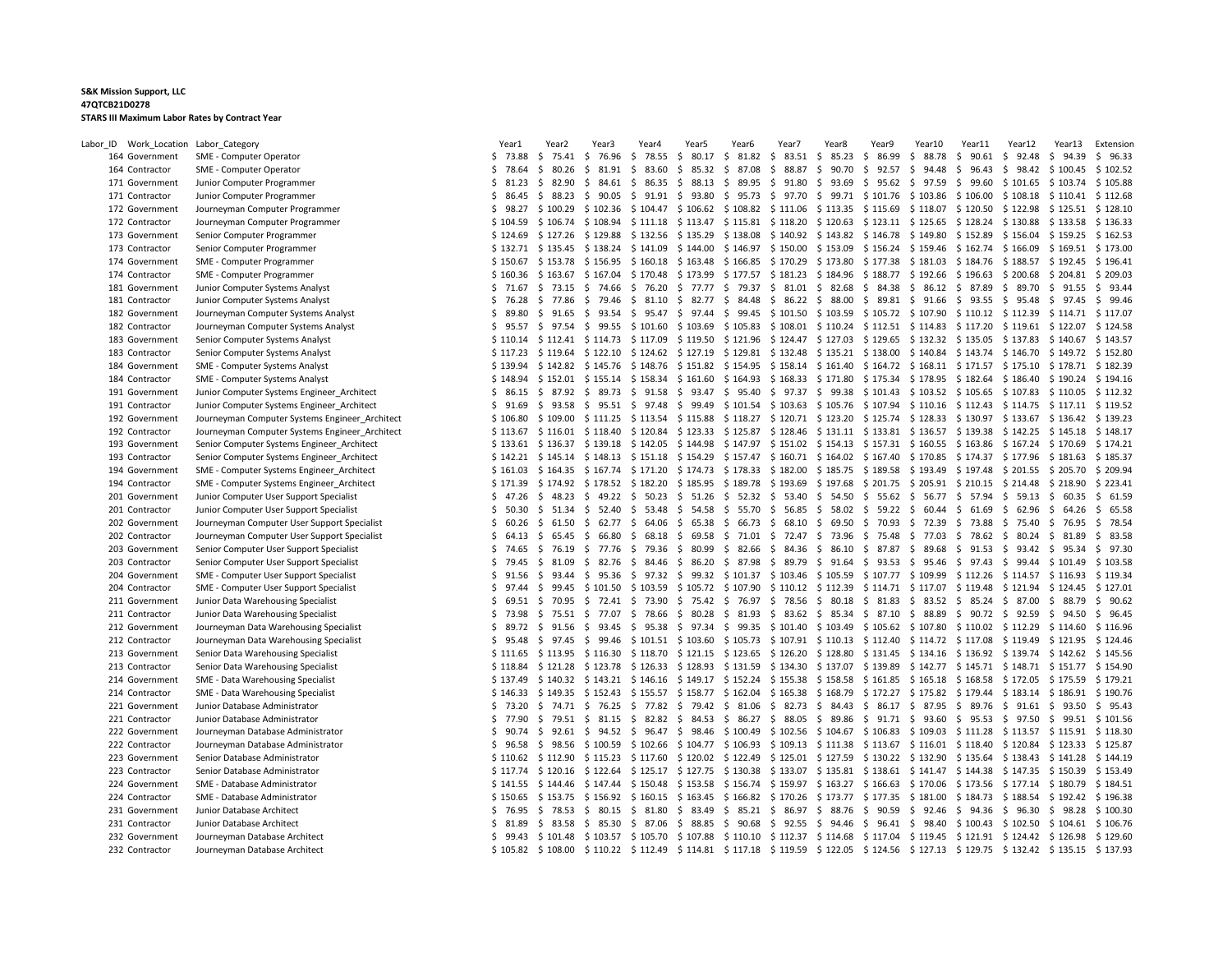**S&K Mission Support, LLC**
**47QTCB21D0278**
**STARS III Maximum Labor Rates by Contract Year**

| Labor_ID | Work_Location | Labor_Category | Year1 | Year2 | Year3 | Year4 | Year5 | Year6 | Year7 | Year8 | Year9 | Year10 | Year11 | Year12 | Year13 | Extension |
|---|---|---|---|---|---|---|---|---|---|---|---|---|---|---|---|---|
| 164 | Government | SME - Computer Operator | $ 73.88 | $ 75.41 | $ 76.96 | $ 78.55 | $ 80.17 | $ 81.82 | $ 83.51 | $ 85.23 | $ 86.99 | $ 88.78 | $ 90.61 | $ 92.48 | $ 94.39 | $ 96.33 |
| 164 | Contractor | SME - Computer Operator | $ 78.64 | $ 80.26 | $ 81.91 | $ 83.60 | $ 85.32 | $ 87.08 | $ 88.87 | $ 90.70 | $ 92.57 | $ 94.48 | $ 96.43 | $ 98.42 | $ 100.45 | $ 102.52 |
| 171 | Government | Junior Computer Programmer | $ 81.23 | $ 82.90 | $ 84.61 | $ 86.35 | $ 88.13 | $ 89.95 | $ 91.80 | $ 93.69 | $ 95.62 | $ 97.59 | $ 99.60 | $ 101.65 | $ 103.74 | $ 105.88 |
| 171 | Contractor | Junior Computer Programmer | $ 86.45 | $ 88.23 | $ 90.05 | $ 91.91 | $ 93.80 | $ 95.73 | $ 97.70 | $ 99.71 | $ 101.76 | $ 103.86 | $ 106.00 | $ 108.18 | $ 110.41 | $ 112.68 |
| 172 | Government | Journeyman Computer Programmer | $ 98.27 | $ 100.29 | $ 102.36 | $ 104.47 | $ 106.62 | $ 108.82 | $ 111.06 | $ 113.35 | $ 115.69 | $ 118.07 | $ 120.50 | $ 122.98 | $ 125.51 | $ 128.10 |
| 172 | Contractor | Journeyman Computer Programmer | $ 104.59 | $ 106.74 | $ 108.94 | $ 111.18 | $ 113.47 | $ 115.81 | $ 118.20 | $ 120.63 | $ 123.11 | $ 125.65 | $ 128.24 | $ 130.88 | $ 133.58 | $ 136.33 |
| 173 | Government | Senior Computer Programmer | $ 124.69 | $ 127.26 | $ 129.88 | $ 132.56 | $ 135.29 | $ 138.08 | $ 140.92 | $ 143.82 | $ 146.78 | $ 149.80 | $ 152.89 | $ 156.04 | $ 159.25 | $ 162.53 |
| 173 | Contractor | Senior Computer Programmer | $ 132.71 | $ 135.45 | $ 138.24 | $ 141.09 | $ 144.00 | $ 146.97 | $ 150.00 | $ 153.09 | $ 156.24 | $ 159.46 | $ 162.74 | $ 166.09 | $ 169.51 | $ 173.00 |
| 174 | Government | SME - Computer Programmer | $ 150.67 | $ 153.78 | $ 156.95 | $ 160.18 | $ 163.48 | $ 166.85 | $ 170.29 | $ 173.80 | $ 177.38 | $ 181.03 | $ 184.76 | $ 188.57 | $ 192.45 | $ 196.41 |
| 174 | Contractor | SME - Computer Programmer | $ 160.36 | $ 163.67 | $ 167.04 | $ 170.48 | $ 173.99 | $ 177.57 | $ 181.23 | $ 184.96 | $ 188.77 | $ 192.66 | $ 196.63 | $ 200.68 | $ 204.81 | $ 209.03 |
| 181 | Government | Junior Computer Systems Analyst | $ 71.67 | $ 73.15 | $ 74.66 | $ 76.20 | $ 77.77 | $ 79.37 | $ 81.01 | $ 82.68 | $ 84.38 | $ 86.12 | $ 87.89 | $ 89.70 | $ 91.55 | $ 93.44 |
| 181 | Contractor | Junior Computer Systems Analyst | $ 76.28 | $ 77.86 | $ 79.46 | $ 81.10 | $ 82.77 | $ 84.48 | $ 86.22 | $ 88.00 | $ 89.81 | $ 91.66 | $ 93.55 | $ 95.48 | $ 97.45 | $ 99.46 |
| 182 | Government | Journeyman Computer Systems Analyst | $ 89.80 | $ 91.65 | $ 93.54 | $ 95.47 | $ 97.44 | $ 99.45 | $ 101.50 | $ 103.59 | $ 105.72 | $ 107.90 | $ 110.12 | $ 112.39 | $ 114.71 | $ 117.07 |
| 182 | Contractor | Journeyman Computer Systems Analyst | $ 95.57 | $ 97.54 | $ 99.55 | $ 101.60 | $ 103.69 | $ 105.83 | $ 108.01 | $ 110.24 | $ 112.51 | $ 114.83 | $ 117.20 | $ 119.61 | $ 122.07 | $ 124.58 |
| 183 | Government | Senior Computer Systems Analyst | $ 110.14 | $ 112.41 | $ 114.73 | $ 117.09 | $ 119.50 | $ 121.96 | $ 124.47 | $ 127.03 | $ 129.65 | $ 132.32 | $ 135.05 | $ 137.83 | $ 140.67 | $ 143.57 |
| 183 | Contractor | Senior Computer Systems Analyst | $ 117.23 | $ 119.64 | $ 122.10 | $ 124.62 | $ 127.19 | $ 129.81 | $ 132.48 | $ 135.21 | $ 138.00 | $ 140.84 | $ 143.74 | $ 146.70 | $ 149.72 | $ 152.80 |
| 184 | Government | SME - Computer Systems Analyst | $ 139.94 | $ 142.82 | $ 145.76 | $ 148.76 | $ 151.82 | $ 154.95 | $ 158.14 | $ 161.40 | $ 164.72 | $ 168.11 | $ 171.57 | $ 175.10 | $ 178.71 | $ 182.39 |
| 184 | Contractor | SME - Computer Systems Analyst | $ 148.94 | $ 152.01 | $ 155.14 | $ 158.34 | $ 161.60 | $ 164.93 | $ 168.33 | $ 171.80 | $ 175.34 | $ 178.95 | $ 182.64 | $ 186.40 | $ 190.24 | $ 194.16 |
| 191 | Government | Junior Computer Systems Engineer_Architect | $ 86.15 | $ 87.92 | $ 89.73 | $ 91.58 | $ 93.47 | $ 95.40 | $ 97.37 | $ 99.38 | $ 101.43 | $ 103.52 | $ 105.65 | $ 107.83 | $ 110.05 | $ 112.32 |
| 191 | Contractor | Junior Computer Systems Engineer_Architect | $ 91.69 | $ 93.58 | $ 95.51 | $ 97.48 | $ 99.49 | $ 101.54 | $ 103.63 | $ 105.76 | $ 107.94 | $ 110.16 | $ 112.43 | $ 114.75 | $ 117.11 | $ 119.52 |
| 192 | Government | Journeyman Computer Systems Engineer_Architect | $ 106.80 | $ 109.00 | $ 111.25 | $ 113.54 | $ 115.88 | $ 118.27 | $ 120.71 | $ 123.20 | $ 125.74 | $ 128.33 | $ 130.97 | $ 133.67 | $ 136.42 | $ 139.23 |
| 192 | Contractor | Journeyman Computer Systems Engineer_Architect | $ 113.67 | $ 116.01 | $ 118.40 | $ 120.84 | $ 123.33 | $ 125.87 | $ 128.46 | $ 131.11 | $ 133.81 | $ 136.57 | $ 139.38 | $ 142.25 | $ 145.18 | $ 148.17 |
| 193 | Government | Senior Computer Systems Engineer_Architect | $ 133.61 | $ 136.37 | $ 139.18 | $ 142.05 | $ 144.98 | $ 147.97 | $ 151.02 | $ 154.13 | $ 157.31 | $ 160.55 | $ 163.86 | $ 167.24 | $ 170.69 | $ 174.21 |
| 193 | Contractor | Senior Computer Systems Engineer_Architect | $ 142.21 | $ 145.14 | $ 148.13 | $ 151.18 | $ 154.29 | $ 157.47 | $ 160.71 | $ 164.02 | $ 167.40 | $ 170.85 | $ 174.37 | $ 177.96 | $ 181.63 | $ 185.37 |
| 194 | Government | SME - Computer Systems Engineer_Architect | $ 161.03 | $ 164.35 | $ 167.74 | $ 171.20 | $ 174.73 | $ 178.33 | $ 182.00 | $ 185.75 | $ 189.58 | $ 193.49 | $ 197.48 | $ 201.55 | $ 205.70 | $ 209.94 |
| 194 | Contractor | SME - Computer Systems Engineer_Architect | $ 171.39 | $ 174.92 | $ 178.52 | $ 182.20 | $ 185.95 | $ 189.78 | $ 193.69 | $ 197.68 | $ 201.75 | $ 205.91 | $ 210.15 | $ 214.48 | $ 218.90 | $ 223.41 |
| 201 | Government | Junior Computer User Support Specialist | $ 47.26 | $ 48.23 | $ 49.22 | $ 50.23 | $ 51.26 | $ 52.32 | $ 53.40 | $ 54.50 | $ 55.62 | $ 56.77 | $ 57.94 | $ 59.13 | $ 60.35 | $ 61.59 |
| 201 | Contractor | Junior Computer User Support Specialist | $ 50.30 | $ 51.34 | $ 52.40 | $ 53.48 | $ 54.58 | $ 55.70 | $ 56.85 | $ 58.02 | $ 59.22 | $ 60.44 | $ 61.69 | $ 62.96 | $ 64.26 | $ 65.58 |
| 202 | Government | Journeyman Computer User Support Specialist | $ 60.26 | $ 61.50 | $ 62.77 | $ 64.06 | $ 65.38 | $ 66.73 | $ 68.10 | $ 69.50 | $ 70.93 | $ 72.39 | $ 73.88 | $ 75.40 | $ 76.95 | $ 78.54 |
| 202 | Contractor | Journeyman Computer User Support Specialist | $ 64.13 | $ 65.45 | $ 66.80 | $ 68.18 | $ 69.58 | $ 71.01 | $ 72.47 | $ 73.96 | $ 75.48 | $ 77.03 | $ 78.62 | $ 80.24 | $ 81.89 | $ 83.58 |
| 203 | Government | Senior Computer User Support Specialist | $ 74.65 | $ 76.19 | $ 77.76 | $ 79.36 | $ 80.99 | $ 82.66 | $ 84.36 | $ 86.10 | $ 87.87 | $ 89.68 | $ 91.53 | $ 93.42 | $ 95.34 | $ 97.30 |
| 203 | Contractor | Senior Computer User Support Specialist | $ 79.45 | $ 81.09 | $ 82.76 | $ 84.46 | $ 86.20 | $ 87.98 | $ 89.79 | $ 91.64 | $ 93.53 | $ 95.46 | $ 97.43 | $ 99.44 | $ 101.49 | $ 103.58 |
| 204 | Government | SME - Computer User Support Specialist | $ 91.56 | $ 93.44 | $ 95.36 | $ 97.32 | $ 99.32 | $ 101.37 | $ 103.46 | $ 105.59 | $ 107.77 | $ 109.99 | $ 112.26 | $ 114.57 | $ 116.93 | $ 119.34 |
| 204 | Contractor | SME - Computer User Support Specialist | $ 97.44 | $ 99.45 | $ 101.50 | $ 103.59 | $ 105.72 | $ 107.90 | $ 110.12 | $ 112.39 | $ 114.71 | $ 117.07 | $ 119.48 | $ 121.94 | $ 124.45 | $ 127.01 |
| 211 | Government | Junior Data Warehousing Specialist | $ 69.51 | $ 70.95 | $ 72.41 | $ 73.90 | $ 75.42 | $ 76.97 | $ 78.56 | $ 80.18 | $ 81.83 | $ 83.52 | $ 85.24 | $ 87.00 | $ 88.79 | $ 90.62 |
| 211 | Contractor | Junior Data Warehousing Specialist | $ 73.98 | $ 75.51 | $ 77.07 | $ 78.66 | $ 80.28 | $ 81.93 | $ 83.62 | $ 85.34 | $ 87.10 | $ 88.89 | $ 90.72 | $ 92.59 | $ 94.50 | $ 96.45 |
| 212 | Government | Journeyman Data Warehousing Specialist | $ 89.72 | $ 91.56 | $ 93.45 | $ 95.38 | $ 97.34 | $ 99.35 | $ 101.40 | $ 103.49 | $ 105.62 | $ 107.80 | $ 110.02 | $ 112.29 | $ 114.60 | $ 116.96 |
| 212 | Contractor | Journeyman Data Warehousing Specialist | $ 95.48 | $ 97.45 | $ 99.46 | $ 101.51 | $ 103.60 | $ 105.73 | $ 107.91 | $ 110.13 | $ 112.40 | $ 114.72 | $ 117.08 | $ 119.49 | $ 121.95 | $ 124.46 |
| 213 | Government | Senior Data Warehousing Specialist | $ 111.65 | $ 113.95 | $ 116.30 | $ 118.70 | $ 121.15 | $ 123.65 | $ 126.20 | $ 128.80 | $ 131.45 | $ 134.16 | $ 136.92 | $ 139.74 | $ 142.62 | $ 145.56 |
| 213 | Contractor | Senior Data Warehousing Specialist | $ 118.84 | $ 121.28 | $ 123.78 | $ 126.33 | $ 128.93 | $ 131.59 | $ 134.30 | $ 137.07 | $ 139.89 | $ 142.77 | $ 145.71 | $ 148.71 | $ 151.77 | $ 154.90 |
| 214 | Government | SME - Data Warehousing Specialist | $ 137.49 | $ 140.32 | $ 143.21 | $ 146.16 | $ 149.17 | $ 152.24 | $ 155.38 | $ 158.58 | $ 161.85 | $ 165.18 | $ 168.58 | $ 172.05 | $ 175.59 | $ 179.21 |
| 214 | Contractor | SME - Data Warehousing Specialist | $ 146.33 | $ 149.35 | $ 152.43 | $ 155.57 | $ 158.77 | $ 162.04 | $ 165.38 | $ 168.79 | $ 172.27 | $ 175.82 | $ 179.44 | $ 183.14 | $ 186.91 | $ 190.76 |
| 221 | Government | Junior Database Administrator | $ 73.20 | $ 74.71 | $ 76.25 | $ 77.82 | $ 79.42 | $ 81.06 | $ 82.73 | $ 84.43 | $ 86.17 | $ 87.95 | $ 89.76 | $ 91.61 | $ 93.50 | $ 95.43 |
| 221 | Contractor | Junior Database Administrator | $ 77.90 | $ 79.51 | $ 81.15 | $ 82.82 | $ 84.53 | $ 86.27 | $ 88.05 | $ 89.86 | $ 91.71 | $ 93.60 | $ 95.53 | $ 97.50 | $ 99.51 | $ 101.56 |
| 222 | Government | Journeyman Database Administrator | $ 90.74 | $ 92.61 | $ 94.52 | $ 96.47 | $ 98.46 | $ 100.49 | $ 102.56 | $ 104.67 | $ 106.83 | $ 109.03 | $ 111.28 | $ 113.57 | $ 115.91 | $ 118.30 |
| 222 | Contractor | Journeyman Database Administrator | $ 96.58 | $ 98.56 | $ 100.59 | $ 102.66 | $ 104.77 | $ 106.93 | $ 109.13 | $ 111.38 | $ 113.67 | $ 116.01 | $ 118.40 | $ 120.84 | $ 123.33 | $ 125.87 |
| 223 | Government | Senior Database Administrator | $ 110.62 | $ 112.90 | $ 115.23 | $ 117.60 | $ 120.02 | $ 122.49 | $ 125.01 | $ 127.59 | $ 130.22 | $ 132.90 | $ 135.64 | $ 138.43 | $ 141.28 | $ 144.19 |
| 223 | Contractor | Senior Database Administrator | $ 117.74 | $ 120.16 | $ 122.64 | $ 125.17 | $ 127.75 | $ 130.38 | $ 133.07 | $ 135.81 | $ 138.61 | $ 141.47 | $ 144.38 | $ 147.35 | $ 150.39 | $ 153.49 |
| 224 | Government | SME - Database Administrator | $ 141.55 | $ 144.46 | $ 147.44 | $ 150.48 | $ 153.58 | $ 156.74 | $ 159.97 | $ 163.27 | $ 166.63 | $ 170.06 | $ 173.56 | $ 177.14 | $ 180.79 | $ 184.51 |
| 224 | Contractor | SME - Database Administrator | $ 150.65 | $ 153.75 | $ 156.92 | $ 160.15 | $ 163.45 | $ 166.82 | $ 170.26 | $ 173.77 | $ 177.35 | $ 181.00 | $ 184.73 | $ 188.54 | $ 192.42 | $ 196.38 |
| 231 | Government | Junior Database Architect | $ 76.95 | $ 78.53 | $ 80.15 | $ 81.80 | $ 83.49 | $ 85.21 | $ 86.97 | $ 88.76 | $ 90.59 | $ 92.46 | $ 94.36 | $ 96.30 | $ 98.28 | $ 100.30 |
| 231 | Contractor | Junior Database Architect | $ 81.89 | $ 83.58 | $ 85.30 | $ 87.06 | $ 88.85 | $ 90.68 | $ 92.55 | $ 94.46 | $ 96.41 | $ 98.40 | $ 100.43 | $ 102.50 | $ 104.61 | $ 106.76 |
| 232 | Government | Journeyman Database Architect | $ 99.43 | $ 101.48 | $ 103.57 | $ 105.70 | $ 107.88 | $ 110.10 | $ 112.37 | $ 114.68 | $ 117.04 | $ 119.45 | $ 121.91 | $ 124.42 | $ 126.98 | $ 129.60 |
| 232 | Contractor | Journeyman Database Architect | $ 105.82 | $ 108.00 | $ 110.22 | $ 112.49 | $ 114.81 | $ 117.18 | $ 119.59 | $ 122.05 | $ 124.56 | $ 127.13 | $ 129.75 | $ 132.42 | $ 135.15 | $ 137.93 |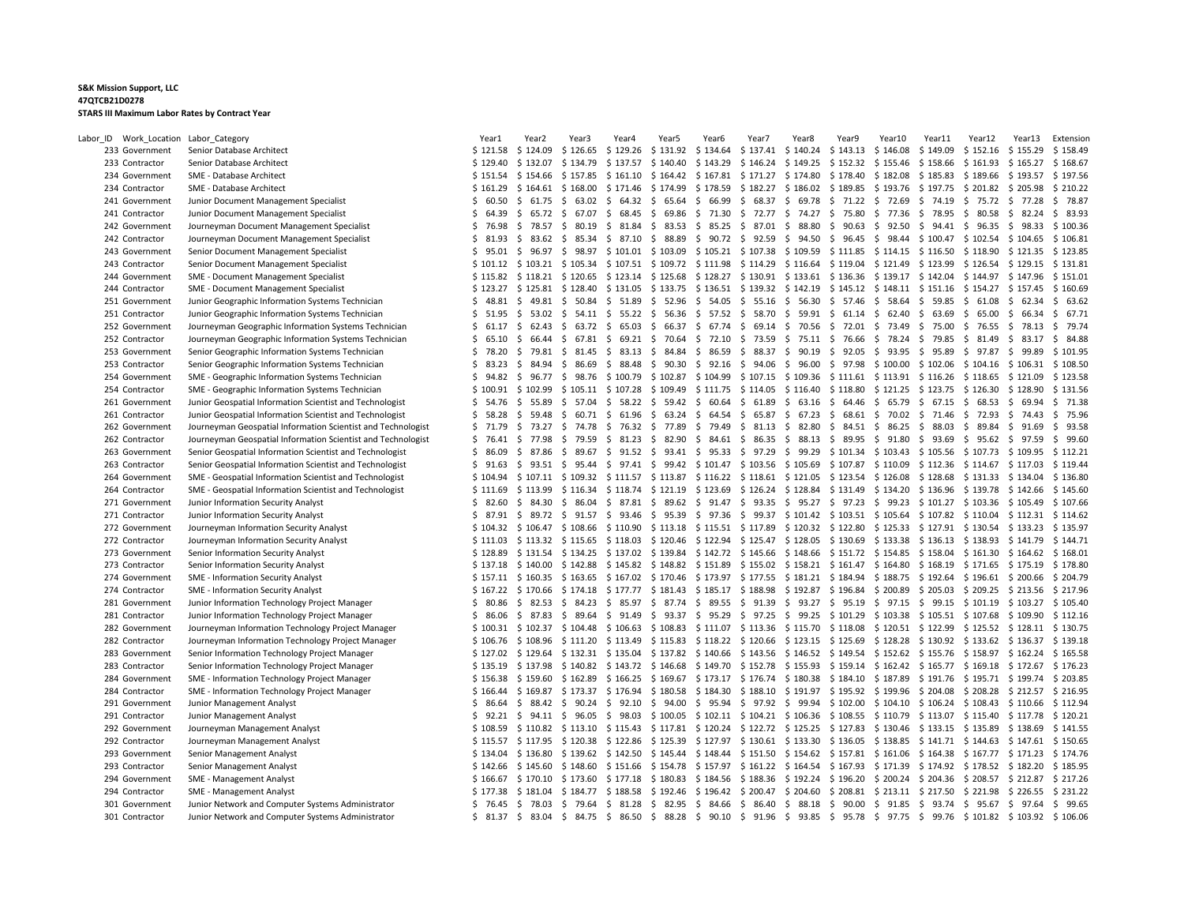**S&K Mission Support, LLC**
**47QTCB21D0278**
**STARS III Maximum Labor Rates by Contract Year**

| Labor_ID | Work_Location | Labor_Category | Year1 | Year2 | Year3 | Year4 | Year5 | Year6 | Year7 | Year8 | Year9 | Year10 | Year11 | Year12 | Year13 | Extension |
|---|---|---|---|---|---|---|---|---|---|---|---|---|---|---|---|---|
| 233 | Government | Senior Database Architect | $ 121.58 | $ 124.09 | $ 126.65 | $ 129.26 | $ 131.92 | $ 134.64 | $ 137.41 | $ 140.24 | $ 143.13 | $ 146.08 | $ 149.09 | $ 152.16 | $ 155.29 | $ 158.49 |
| 233 | Contractor | Senior Database Architect | $ 129.40 | $ 132.07 | $ 134.79 | $ 137.57 | $ 140.40 | $ 143.29 | $ 146.24 | $ 149.25 | $ 152.32 | $ 155.46 | $ 158.66 | $ 161.93 | $ 165.27 | $ 168.67 |
| 234 | Government | SME - Database Architect | $ 151.54 | $ 154.66 | $ 157.85 | $ 161.10 | $ 164.42 | $ 167.81 | $ 171.27 | $ 174.80 | $ 178.40 | $ 182.08 | $ 185.83 | $ 189.66 | $ 193.57 | $ 197.56 |
| 234 | Contractor | SME - Database Architect | $ 161.29 | $ 164.61 | $ 168.00 | $ 171.46 | $ 174.99 | $ 178.59 | $ 182.27 | $ 186.02 | $ 189.85 | $ 193.76 | $ 197.75 | $ 201.82 | $ 205.98 | $ 210.22 |
| 241 | Government | Junior Document Management Specialist | $ 60.50 | $ 61.75 | $ 63.02 | $ 64.32 | $ 65.64 | $ 66.99 | $ 68.37 | $ 69.78 | $ 71.22 | $ 72.69 | $ 74.19 | $ 75.72 | $ 77.28 | $ 78.87 |
| 241 | Contractor | Junior Document Management Specialist | $ 64.39 | $ 65.72 | $ 67.07 | $ 68.45 | $ 69.86 | $ 71.30 | $ 72.77 | $ 74.27 | $ 75.80 | $ 77.36 | $ 78.95 | $ 80.58 | $ 82.24 | $ 83.93 |
| 242 | Government | Journeyman Document Management Specialist | $ 76.98 | $ 78.57 | $ 80.19 | $ 81.84 | $ 83.53 | $ 85.25 | $ 87.01 | $ 88.80 | $ 90.63 | $ 92.50 | $ 94.41 | $ 96.35 | $ 98.33 | $ 100.36 |
| 242 | Contractor | Journeyman Document Management Specialist | $ 81.93 | $ 83.62 | $ 85.34 | $ 87.10 | $ 88.89 | $ 90.72 | $ 92.59 | $ 94.50 | $ 96.45 | $ 98.44 | $ 100.47 | $ 102.54 | $ 104.65 | $ 106.81 |
| 243 | Government | Senior Document Management Specialist | $ 95.01 | $ 96.97 | $ 98.97 | $ 101.01 | $ 103.09 | $ 105.21 | $ 107.38 | $ 109.59 | $ 111.85 | $ 114.15 | $ 116.50 | $ 118.90 | $ 121.35 | $ 123.85 |
| 243 | Contractor | Senior Document Management Specialist | $ 101.12 | $ 103.21 | $ 105.34 | $ 107.51 | $ 109.72 | $ 111.98 | $ 114.29 | $ 116.64 | $ 119.04 | $ 121.49 | $ 123.99 | $ 126.54 | $ 129.15 | $ 131.81 |
| 244 | Government | SME - Document Management Specialist | $ 115.82 | $ 118.21 | $ 120.65 | $ 123.14 | $ 125.68 | $ 128.27 | $ 130.91 | $ 133.61 | $ 136.36 | $ 139.17 | $ 142.04 | $ 144.97 | $ 147.96 | $ 151.01 |
| 244 | Contractor | SME - Document Management Specialist | $ 123.27 | $ 125.81 | $ 128.40 | $ 131.05 | $ 133.75 | $ 136.51 | $ 139.32 | $ 142.19 | $ 145.12 | $ 148.11 | $ 151.16 | $ 154.27 | $ 157.45 | $ 160.69 |
| 251 | Government | Junior Geographic Information Systems Technician | $ 48.81 | $ 49.81 | $ 50.84 | $ 51.89 | $ 52.96 | $ 54.05 | $ 55.16 | $ 56.30 | $ 57.46 | $ 58.64 | $ 59.85 | $ 61.08 | $ 62.34 | $ 63.62 |
| 251 | Contractor | Junior Geographic Information Systems Technician | $ 51.95 | $ 53.02 | $ 54.11 | $ 55.22 | $ 56.36 | $ 57.52 | $ 58.70 | $ 59.91 | $ 61.14 | $ 62.40 | $ 63.69 | $ 65.00 | $ 66.34 | $ 67.71 |
| 252 | Government | Journeyman Geographic Information Systems Technician | $ 61.17 | $ 62.43 | $ 63.72 | $ 65.03 | $ 66.37 | $ 67.74 | $ 69.14 | $ 70.56 | $ 72.01 | $ 73.49 | $ 75.00 | $ 76.55 | $ 78.13 | $ 79.74 |
| 252 | Contractor | Journeyman Geographic Information Systems Technician | $ 65.10 | $ 66.44 | $ 67.81 | $ 69.21 | $ 70.64 | $ 72.10 | $ 73.59 | $ 75.11 | $ 76.66 | $ 78.24 | $ 79.85 | $ 81.49 | $ 83.17 | $ 84.88 |
| 253 | Government | Senior Geographic Information Systems Technician | $ 78.20 | $ 79.81 | $ 81.45 | $ 83.13 | $ 84.84 | $ 86.59 | $ 88.37 | $ 90.19 | $ 92.05 | $ 93.95 | $ 95.89 | $ 97.87 | $ 99.89 | $ 101.95 |
| 253 | Contractor | Senior Geographic Information Systems Technician | $ 83.23 | $ 84.94 | $ 86.69 | $ 88.48 | $ 90.30 | $ 92.16 | $ 94.06 | $ 96.00 | $ 97.98 | $ 100.00 | $ 102.06 | $ 104.16 | $ 106.31 | $ 108.50 |
| 254 | Government | SME - Geographic Information Systems Technician | $ 94.82 | $ 96.77 | $ 98.76 | $ 100.79 | $ 102.87 | $ 104.99 | $ 107.15 | $ 109.36 | $ 111.61 | $ 113.91 | $ 116.26 | $ 118.65 | $ 121.09 | $ 123.58 |
| 254 | Contractor | SME - Geographic Information Systems Technician | $ 100.91 | $ 102.99 | $ 105.11 | $ 107.28 | $ 109.49 | $ 111.75 | $ 114.05 | $ 116.40 | $ 118.80 | $ 121.25 | $ 123.75 | $ 126.30 | $ 128.90 | $ 131.56 |
| 261 | Government | Junior Geospatial Information Scientist and Technologist | $ 54.76 | $ 55.89 | $ 57.04 | $ 58.22 | $ 59.42 | $ 60.64 | $ 61.89 | $ 63.16 | $ 64.46 | $ 65.79 | $ 67.15 | $ 68.53 | $ 69.94 | $ 71.38 |
| 261 | Contractor | Junior Geospatial Information Scientist and Technologist | $ 58.28 | $ 59.48 | $ 60.71 | $ 61.96 | $ 63.24 | $ 64.54 | $ 65.87 | $ 67.23 | $ 68.61 | $ 70.02 | $ 71.46 | $ 72.93 | $ 74.43 | $ 75.96 |
| 262 | Government | Journeyman Geospatial Information Scientist and Technologist | $ 71.79 | $ 73.27 | $ 74.78 | $ 76.32 | $ 77.89 | $ 79.49 | $ 81.13 | $ 82.80 | $ 84.51 | $ 86.25 | $ 88.03 | $ 89.84 | $ 91.69 | $ 93.58 |
| 262 | Contractor | Journeyman Geospatial Information Scientist and Technologist | $ 76.41 | $ 77.98 | $ 79.59 | $ 81.23 | $ 82.90 | $ 84.61 | $ 86.35 | $ 88.13 | $ 89.95 | $ 91.80 | $ 93.69 | $ 95.62 | $ 97.59 | $ 99.60 |
| 263 | Government | Senior Geospatial Information Scientist and Technologist | $ 86.09 | $ 87.86 | $ 89.67 | $ 91.52 | $ 93.41 | $ 95.33 | $ 97.29 | $ 99.29 | $ 101.34 | $ 103.43 | $ 105.56 | $ 107.73 | $ 109.95 | $ 112.21 |
| 263 | Contractor | Senior Geospatial Information Scientist and Technologist | $ 91.63 | $ 93.51 | $ 95.44 | $ 97.41 | $ 99.42 | $ 101.47 | $ 103.56 | $ 105.69 | $ 107.87 | $ 110.09 | $ 112.36 | $ 114.67 | $ 117.03 | $ 119.44 |
| 264 | Government | SME - Geospatial Information Scientist and Technologist | $ 104.94 | $ 107.11 | $ 109.32 | $ 111.57 | $ 113.87 | $ 116.22 | $ 118.61 | $ 121.05 | $ 123.54 | $ 126.08 | $ 128.68 | $ 131.33 | $ 134.04 | $ 136.80 |
| 264 | Contractor | SME - Geospatial Information Scientist and Technologist | $ 111.69 | $ 113.99 | $ 116.34 | $ 118.74 | $ 121.19 | $ 123.69 | $ 126.24 | $ 128.84 | $ 131.49 | $ 134.20 | $ 136.96 | $ 139.78 | $ 142.66 | $ 145.60 |
| 271 | Government | Junior Information Security Analyst | $ 82.60 | $ 84.30 | $ 86.04 | $ 87.81 | $ 89.62 | $ 91.47 | $ 93.35 | $ 95.27 | $ 97.23 | $ 99.23 | $ 101.27 | $ 103.36 | $ 105.49 | $ 107.66 |
| 271 | Contractor | Junior Information Security Analyst | $ 87.91 | $ 89.72 | $ 91.57 | $ 93.46 | $ 95.39 | $ 97.36 | $ 99.37 | $ 101.42 | $ 103.51 | $ 105.64 | $ 107.82 | $ 110.04 | $ 112.31 | $ 114.62 |
| 272 | Government | Journeyman Information Security Analyst | $ 104.32 | $ 106.47 | $ 108.66 | $ 110.90 | $ 113.18 | $ 115.51 | $ 117.89 | $ 120.32 | $ 122.80 | $ 125.33 | $ 127.91 | $ 130.54 | $ 133.23 | $ 135.97 |
| 272 | Contractor | Journeyman Information Security Analyst | $ 111.03 | $ 113.32 | $ 115.65 | $ 118.03 | $ 120.46 | $ 122.94 | $ 125.47 | $ 128.05 | $ 130.69 | $ 133.38 | $ 136.13 | $ 138.93 | $ 141.79 | $ 144.71 |
| 273 | Government | Senior Information Security Analyst | $ 128.89 | $ 131.54 | $ 134.25 | $ 137.02 | $ 139.84 | $ 142.72 | $ 145.66 | $ 148.66 | $ 151.72 | $ 154.85 | $ 158.04 | $ 161.30 | $ 164.62 | $ 168.01 |
| 273 | Contractor | Senior Information Security Analyst | $ 137.18 | $ 140.00 | $ 142.88 | $ 145.82 | $ 148.82 | $ 151.89 | $ 155.02 | $ 158.21 | $ 161.47 | $ 164.80 | $ 168.19 | $ 171.65 | $ 175.19 | $ 178.80 |
| 274 | Government | SME - Information Security Analyst | $ 157.11 | $ 160.35 | $ 163.65 | $ 167.02 | $ 170.46 | $ 173.97 | $ 177.55 | $ 181.21 | $ 184.94 | $ 188.75 | $ 192.64 | $ 196.61 | $ 200.66 | $ 204.79 |
| 274 | Contractor | SME - Information Security Analyst | $ 167.22 | $ 170.66 | $ 174.18 | $ 177.77 | $ 181.43 | $ 185.17 | $ 188.98 | $ 192.87 | $ 196.84 | $ 200.89 | $ 205.03 | $ 209.25 | $ 213.56 | $ 217.96 |
| 281 | Government | Junior Information Technology Project Manager | $ 80.86 | $ 82.53 | $ 84.23 | $ 85.97 | $ 87.74 | $ 89.55 | $ 91.39 | $ 93.27 | $ 95.19 | $ 97.15 | $ 99.15 | $ 101.19 | $ 103.27 | $ 105.40 |
| 281 | Contractor | Junior Information Technology Project Manager | $ 86.06 | $ 87.83 | $ 89.64 | $ 91.49 | $ 93.37 | $ 95.29 | $ 97.25 | $ 99.25 | $ 101.29 | $ 103.38 | $ 105.51 | $ 107.68 | $ 109.90 | $ 112.16 |
| 282 | Government | Journeyman Information Technology Project Manager | $ 100.31 | $ 102.37 | $ 104.48 | $ 106.63 | $ 108.83 | $ 111.07 | $ 113.36 | $ 115.70 | $ 118.08 | $ 120.51 | $ 122.99 | $ 125.52 | $ 128.11 | $ 130.75 |
| 282 | Contractor | Journeyman Information Technology Project Manager | $ 106.76 | $ 108.96 | $ 111.20 | $ 113.49 | $ 115.83 | $ 118.22 | $ 120.66 | $ 123.15 | $ 125.69 | $ 128.28 | $ 130.92 | $ 133.62 | $ 136.37 | $ 139.18 |
| 283 | Government | Senior Information Technology Project Manager | $ 127.02 | $ 129.64 | $ 132.31 | $ 135.04 | $ 137.82 | $ 140.66 | $ 143.56 | $ 146.52 | $ 149.54 | $ 152.62 | $ 155.76 | $ 158.97 | $ 162.24 | $ 165.58 |
| 283 | Contractor | Senior Information Technology Project Manager | $ 135.19 | $ 137.98 | $ 140.82 | $ 143.72 | $ 146.68 | $ 149.70 | $ 152.78 | $ 155.93 | $ 159.14 | $ 162.42 | $ 165.77 | $ 169.18 | $ 172.67 | $ 176.23 |
| 284 | Government | SME - Information Technology Project Manager | $ 156.38 | $ 159.60 | $ 162.89 | $ 166.25 | $ 169.67 | $ 173.17 | $ 176.74 | $ 180.38 | $ 184.10 | $ 187.89 | $ 191.76 | $ 195.71 | $ 199.74 | $ 203.85 |
| 284 | Contractor | SME - Information Technology Project Manager | $ 166.44 | $ 169.87 | $ 173.37 | $ 176.94 | $ 180.58 | $ 184.30 | $ 188.10 | $ 191.97 | $ 195.92 | $ 199.96 | $ 204.08 | $ 208.28 | $ 212.57 | $ 216.95 |
| 291 | Government | Junior Management Analyst | $ 86.64 | $ 88.42 | $ 90.24 | $ 92.10 | $ 94.00 | $ 95.94 | $ 97.92 | $ 99.94 | $ 102.00 | $ 104.10 | $ 106.24 | $ 108.43 | $ 110.66 | $ 112.94 |
| 291 | Contractor | Junior Management Analyst | $ 92.21 | $ 94.11 | $ 96.05 | $ 98.03 | $ 100.05 | $ 102.11 | $ 104.21 | $ 106.36 | $ 108.55 | $ 110.79 | $ 113.07 | $ 115.40 | $ 117.78 | $ 120.21 |
| 292 | Government | Journeyman Management Analyst | $ 108.59 | $ 110.82 | $ 113.10 | $ 115.43 | $ 117.81 | $ 120.24 | $ 122.72 | $ 125.25 | $ 127.83 | $ 130.46 | $ 133.15 | $ 135.89 | $ 138.69 | $ 141.55 |
| 292 | Contractor | Journeyman Management Analyst | $ 115.57 | $ 117.95 | $ 120.38 | $ 122.86 | $ 125.39 | $ 127.97 | $ 130.61 | $ 133.30 | $ 136.05 | $ 138.85 | $ 141.71 | $ 144.63 | $ 147.61 | $ 150.65 |
| 293 | Government | Senior Management Analyst | $ 134.04 | $ 136.80 | $ 139.62 | $ 142.50 | $ 145.44 | $ 148.44 | $ 151.50 | $ 154.62 | $ 157.81 | $ 161.06 | $ 164.38 | $ 167.77 | $ 171.23 | $ 174.76 |
| 293 | Contractor | Senior Management Analyst | $ 142.66 | $ 145.60 | $ 148.60 | $ 151.66 | $ 154.78 | $ 157.97 | $ 161.22 | $ 164.54 | $ 167.93 | $ 171.39 | $ 174.92 | $ 178.52 | $ 182.20 | $ 185.95 |
| 294 | Government | SME - Management Analyst | $ 166.67 | $ 170.10 | $ 173.60 | $ 177.18 | $ 180.83 | $ 184.56 | $ 188.36 | $ 192.24 | $ 196.20 | $ 200.24 | $ 204.36 | $ 208.57 | $ 212.87 | $ 217.26 |
| 294 | Contractor | SME - Management Analyst | $ 177.38 | $ 181.04 | $ 184.77 | $ 188.58 | $ 192.46 | $ 196.42 | $ 200.47 | $ 204.60 | $ 208.81 | $ 213.11 | $ 217.50 | $ 221.98 | $ 226.55 | $ 231.22 |
| 301 | Government | Junior Network and Computer Systems Administrator | $ 76.45 | $ 78.03 | $ 79.64 | $ 81.28 | $ 82.95 | $ 84.66 | $ 86.40 | $ 88.18 | $ 90.00 | $ 91.85 | $ 93.74 | $ 95.67 | $ 97.64 | $ 99.65 |
| 301 | Contractor | Junior Network and Computer Systems Administrator | $ 81.37 | $ 83.04 | $ 84.75 | $ 86.50 | $ 88.28 | $ 90.10 | $ 91.96 | $ 93.85 | $ 95.78 | $ 97.75 | $ 99.76 | $ 101.82 | $ 103.92 | $ 106.06 |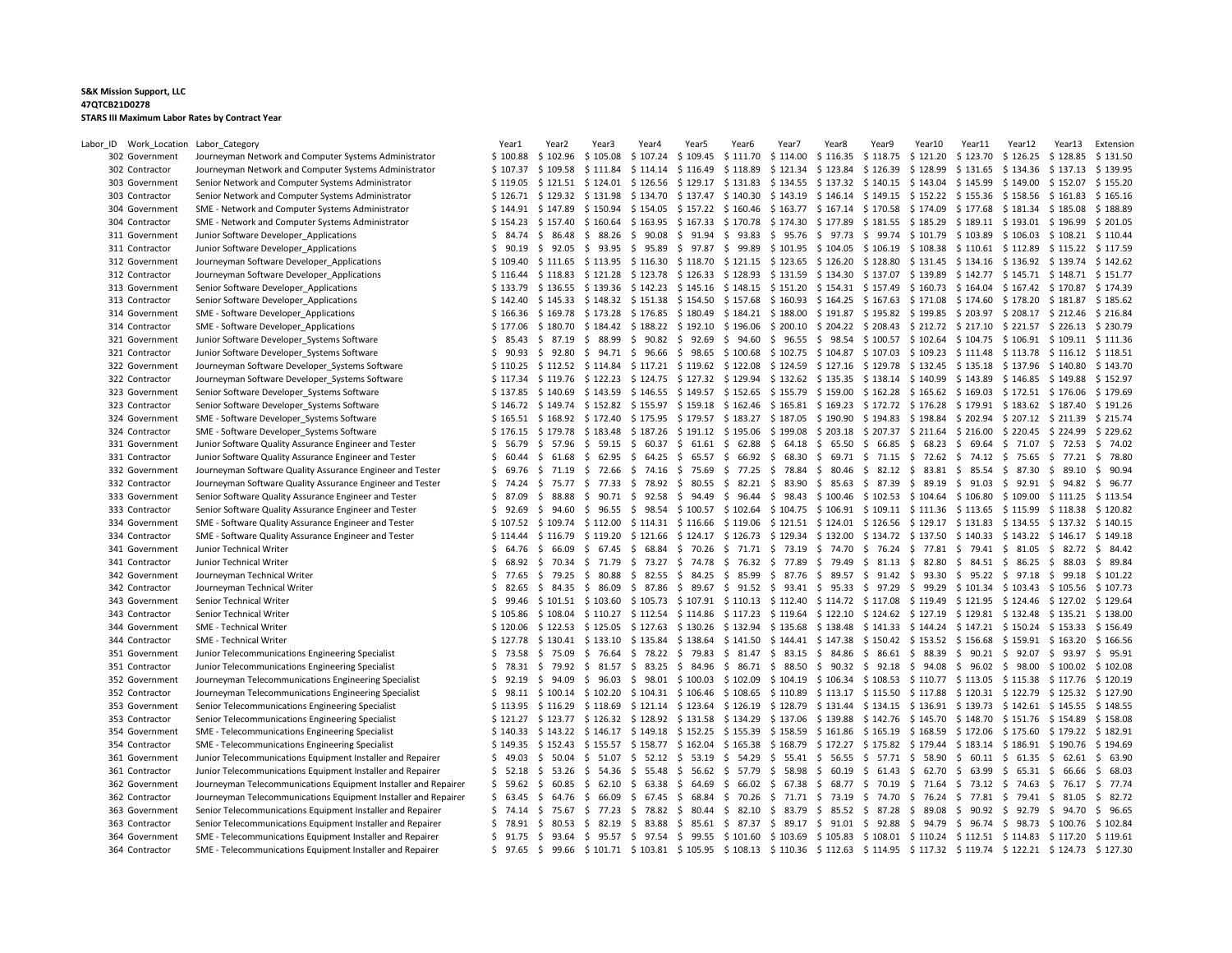**S&K Mission Support, LLC**
**47QTCB21D0278**
**STARS III Maximum Labor Rates by Contract Year**

| Labor_ID | Work_Location | Labor_Category | Year1 | Year2 | Year3 | Year4 | Year5 | Year6 | Year7 | Year8 | Year9 | Year10 | Year11 | Year12 | Year13 | Extension |
|---|---|---|---|---|---|---|---|---|---|---|---|---|---|---|---|---|
| 302 | Government | Journeyman Network and Computer Systems Administrator | $ 100.88 | $ 102.96 | $ 105.08 | $ 107.24 | $ 109.45 | $ 111.70 | $ 114.00 | $ 116.35 | $ 118.75 | $ 121.20 | $ 123.70 | $ 126.25 | $ 128.85 | $ 131.50 |
| 302 | Contractor | Journeyman Network and Computer Systems Administrator | $ 107.37 | $ 109.58 | $ 111.84 | $ 114.14 | $ 116.49 | $ 118.89 | $ 121.34 | $ 123.84 | $ 126.39 | $ 128.99 | $ 131.65 | $ 134.36 | $ 137.13 | $ 139.95 |
| 303 | Government | Senior Network and Computer Systems Administrator | $ 119.05 | $ 121.51 | $ 124.01 | $ 126.56 | $ 129.17 | $ 131.83 | $ 134.55 | $ 137.32 | $ 140.15 | $ 143.04 | $ 145.99 | $ 149.00 | $ 152.07 | $ 155.20 |
| 303 | Contractor | Senior Network and Computer Systems Administrator | $ 126.71 | $ 129.32 | $ 131.98 | $ 134.70 | $ 137.47 | $ 140.30 | $ 143.19 | $ 146.14 | $ 149.15 | $ 152.22 | $ 155.36 | $ 158.56 | $ 161.83 | $ 165.16 |
| 304 | Government | SME - Network and Computer Systems Administrator | $ 144.91 | $ 147.89 | $ 150.94 | $ 154.05 | $ 157.22 | $ 160.46 | $ 163.77 | $ 167.14 | $ 170.58 | $ 174.09 | $ 177.68 | $ 181.34 | $ 185.08 | $ 188.89 |
| 304 | Contractor | SME - Network and Computer Systems Administrator | $ 154.23 | $ 157.40 | $ 160.64 | $ 163.95 | $ 167.33 | $ 170.78 | $ 174.30 | $ 177.89 | $ 181.55 | $ 185.29 | $ 189.11 | $ 193.01 | $ 196.99 | $ 201.05 |
| 311 | Government | Junior Software Developer_Applications | $ 84.74 | $ 86.48 | $ 88.26 | $ 90.08 | $ 91.94 | $ 93.83 | $ 95.76 | $ 97.73 | $ 99.74 | $ 101.79 | $ 103.89 | $ 106.03 | $ 108.21 | $ 110.44 |
| 311 | Contractor | Junior Software Developer_Applications | $ 90.19 | $ 92.05 | $ 93.95 | $ 95.89 | $ 97.87 | $ 99.89 | $ 101.95 | $ 104.05 | $ 106.19 | $ 108.38 | $ 110.61 | $ 112.89 | $ 115.22 | $ 117.59 |
| 312 | Government | Journeyman Software Developer_Applications | $ 109.40 | $ 111.65 | $ 113.95 | $ 116.30 | $ 118.70 | $ 121.15 | $ 123.65 | $ 126.20 | $ 128.80 | $ 131.45 | $ 134.16 | $ 136.92 | $ 139.74 | $ 142.62 |
| 312 | Contractor | Journeyman Software Developer_Applications | $ 116.44 | $ 118.83 | $ 121.28 | $ 123.78 | $ 126.33 | $ 128.93 | $ 131.59 | $ 134.30 | $ 137.07 | $ 139.89 | $ 142.77 | $ 145.71 | $ 148.71 | $ 151.77 |
| 313 | Government | Senior Software Developer_Applications | $ 133.79 | $ 136.55 | $ 139.36 | $ 142.23 | $ 145.16 | $ 148.15 | $ 151.20 | $ 154.31 | $ 157.49 | $ 160.73 | $ 164.04 | $ 167.42 | $ 170.87 | $ 174.39 |
| 313 | Contractor | Senior Software Developer_Applications | $ 142.40 | $ 145.33 | $ 148.32 | $ 151.38 | $ 154.50 | $ 157.68 | $ 160.93 | $ 164.25 | $ 167.63 | $ 171.08 | $ 174.60 | $ 178.20 | $ 181.87 | $ 185.62 |
| 314 | Government | SME - Software Developer_Applications | $ 166.36 | $ 169.78 | $ 173.28 | $ 176.85 | $ 180.49 | $ 184.21 | $ 188.00 | $ 191.87 | $ 195.82 | $ 199.85 | $ 203.97 | $ 208.17 | $ 212.46 | $ 216.84 |
| 314 | Contractor | SME - Software Developer_Applications | $ 177.06 | $ 180.70 | $ 184.42 | $ 188.22 | $ 192.10 | $ 196.06 | $ 200.10 | $ 204.22 | $ 208.43 | $ 212.72 | $ 217.10 | $ 221.57 | $ 226.13 | $ 230.79 |
| 321 | Government | Junior Software Developer_Systems Software | $ 85.43 | $ 87.19 | $ 88.99 | $ 90.82 | $ 92.69 | $ 94.60 | $ 96.55 | $ 98.54 | $ 100.57 | $ 102.64 | $ 104.75 | $ 106.91 | $ 109.11 | $ 111.36 |
| 321 | Contractor | Junior Software Developer_Systems Software | $ 90.93 | $ 92.80 | $ 94.71 | $ 96.66 | $ 98.65 | $ 100.68 | $ 102.75 | $ 104.87 | $ 107.03 | $ 109.23 | $ 111.48 | $ 113.78 | $ 116.12 | $ 118.51 |
| 322 | Government | Journeyman Software Developer_Systems Software | $ 110.25 | $ 112.52 | $ 114.84 | $ 117.21 | $ 119.62 | $ 122.08 | $ 124.59 | $ 127.16 | $ 129.78 | $ 132.45 | $ 135.18 | $ 137.96 | $ 140.80 | $ 143.70 |
| 322 | Contractor | Journeyman Software Developer_Systems Software | $ 117.34 | $ 119.76 | $ 122.23 | $ 124.75 | $ 127.32 | $ 129.94 | $ 132.62 | $ 135.35 | $ 138.14 | $ 140.99 | $ 143.89 | $ 146.85 | $ 149.88 | $ 152.97 |
| 323 | Government | Senior Software Developer_Systems Software | $ 137.85 | $ 140.69 | $ 143.59 | $ 146.55 | $ 149.57 | $ 152.65 | $ 155.79 | $ 159.00 | $ 162.28 | $ 165.62 | $ 169.03 | $ 172.51 | $ 176.06 | $ 179.69 |
| 323 | Contractor | Senior Software Developer_Systems Software | $ 146.72 | $ 149.74 | $ 152.82 | $ 155.97 | $ 159.18 | $ 162.46 | $ 165.81 | $ 169.23 | $ 172.72 | $ 176.28 | $ 179.91 | $ 183.62 | $ 187.40 | $ 191.26 |
| 324 | Government | SME - Software Developer_Systems Software | $ 165.51 | $ 168.92 | $ 172.40 | $ 175.95 | $ 179.57 | $ 183.27 | $ 187.05 | $ 190.90 | $ 194.83 | $ 198.84 | $ 202.94 | $ 207.12 | $ 211.39 | $ 215.74 |
| 324 | Contractor | SME - Software Developer_Systems Software | $ 176.15 | $ 179.78 | $ 183.48 | $ 187.26 | $ 191.12 | $ 195.06 | $ 199.08 | $ 203.18 | $ 207.37 | $ 211.64 | $ 216.00 | $ 220.45 | $ 224.99 | $ 229.62 |
| 331 | Government | Junior Software Quality Assurance Engineer and Tester | $ 56.79 | $ 57.96 | $ 59.15 | $ 60.37 | $ 61.61 | $ 62.88 | $ 64.18 | $ 65.50 | $ 66.85 | $ 68.23 | $ 69.64 | $ 71.07 | $ 72.53 | $ 74.02 |
| 331 | Contractor | Junior Software Quality Assurance Engineer and Tester | $ 60.44 | $ 61.68 | $ 62.95 | $ 64.25 | $ 65.57 | $ 66.92 | $ 68.30 | $ 69.71 | $ 71.15 | $ 72.62 | $ 74.12 | $ 75.65 | $ 77.21 | $ 78.80 |
| 332 | Government | Journeyman Software Quality Assurance Engineer and Tester | $ 69.76 | $ 71.19 | $ 72.66 | $ 74.16 | $ 75.69 | $ 77.25 | $ 78.84 | $ 80.46 | $ 82.12 | $ 83.81 | $ 85.54 | $ 87.30 | $ 89.10 | $ 90.94 |
| 332 | Contractor | Journeyman Software Quality Assurance Engineer and Tester | $ 74.24 | $ 75.77 | $ 77.33 | $ 78.92 | $ 80.55 | $ 82.21 | $ 83.90 | $ 85.63 | $ 87.39 | $ 89.19 | $ 91.03 | $ 92.91 | $ 94.82 | $ 96.77 |
| 333 | Government | Senior Software Quality Assurance Engineer and Tester | $ 87.09 | $ 88.88 | $ 90.71 | $ 92.58 | $ 94.49 | $ 96.44 | $ 98.43 | $ 100.46 | $ 102.53 | $ 104.64 | $ 106.80 | $ 109.00 | $ 111.25 | $ 113.54 |
| 333 | Contractor | Senior Software Quality Assurance Engineer and Tester | $ 92.69 | $ 94.60 | $ 96.55 | $ 98.54 | $ 100.57 | $ 102.64 | $ 104.75 | $ 106.91 | $ 109.11 | $ 111.36 | $ 113.65 | $ 115.99 | $ 118.38 | $ 120.82 |
| 334 | Government | SME - Software Quality Assurance Engineer and Tester | $ 107.52 | $ 109.74 | $ 112.00 | $ 114.31 | $ 116.66 | $ 119.06 | $ 121.51 | $ 124.01 | $ 126.56 | $ 129.17 | $ 131.83 | $ 134.55 | $ 137.32 | $ 140.15 |
| 334 | Contractor | SME - Software Quality Assurance Engineer and Tester | $ 114.44 | $ 116.79 | $ 119.20 | $ 121.66 | $ 124.17 | $ 126.73 | $ 129.34 | $ 132.00 | $ 134.72 | $ 137.50 | $ 140.33 | $ 143.22 | $ 146.17 | $ 149.18 |
| 341 | Government | Junior Technical Writer | $ 64.76 | $ 66.09 | $ 67.45 | $ 68.84 | $ 70.26 | $ 71.71 | $ 73.19 | $ 74.70 | $ 76.24 | $ 77.81 | $ 79.41 | $ 81.05 | $ 82.72 | $ 84.42 |
| 341 | Contractor | Junior Technical Writer | $ 68.92 | $ 70.34 | $ 71.79 | $ 73.27 | $ 74.78 | $ 76.32 | $ 77.89 | $ 79.49 | $ 81.13 | $ 82.80 | $ 84.51 | $ 86.25 | $ 88.03 | $ 89.84 |
| 342 | Government | Journeyman Technical Writer | $ 77.65 | $ 79.25 | $ 80.88 | $ 82.55 | $ 84.25 | $ 85.99 | $ 87.76 | $ 89.57 | $ 91.42 | $ 93.30 | $ 95.22 | $ 97.18 | $ 99.18 | $ 101.22 |
| 342 | Contractor | Journeyman Technical Writer | $ 82.65 | $ 84.35 | $ 86.09 | $ 87.86 | $ 89.67 | $ 91.52 | $ 93.41 | $ 95.33 | $ 97.29 | $ 99.29 | $ 101.34 | $ 103.43 | $ 105.56 | $ 107.73 |
| 343 | Government | Senior Technical Writer | $ 99.46 | $ 101.51 | $ 103.60 | $ 105.73 | $ 107.91 | $ 110.13 | $ 112.40 | $ 114.72 | $ 117.08 | $ 119.49 | $ 121.95 | $ 124.46 | $ 127.02 | $ 129.64 |
| 343 | Contractor | Senior Technical Writer | $ 105.86 | $ 108.04 | $ 110.27 | $ 112.54 | $ 114.86 | $ 117.23 | $ 119.64 | $ 122.10 | $ 124.62 | $ 127.19 | $ 129.81 | $ 132.48 | $ 135.21 | $ 138.00 |
| 344 | Government | SME - Technical Writer | $ 120.06 | $ 122.53 | $ 125.05 | $ 127.63 | $ 130.26 | $ 132.94 | $ 135.68 | $ 138.48 | $ 141.33 | $ 144.24 | $ 147.21 | $ 150.24 | $ 153.33 | $ 156.49 |
| 344 | Contractor | SME - Technical Writer | $ 127.78 | $ 130.41 | $ 133.10 | $ 135.84 | $ 138.64 | $ 141.50 | $ 144.41 | $ 147.38 | $ 150.42 | $ 153.52 | $ 156.68 | $ 159.91 | $ 163.20 | $ 166.56 |
| 351 | Government | Junior Telecommunications Engineering Specialist | $ 73.58 | $ 75.09 | $ 76.64 | $ 78.22 | $ 79.83 | $ 81.47 | $ 83.15 | $ 84.86 | $ 86.61 | $ 88.39 | $ 90.21 | $ 92.07 | $ 93.97 | $ 95.91 |
| 351 | Contractor | Junior Telecommunications Engineering Specialist | $ 78.31 | $ 79.92 | $ 81.57 | $ 83.25 | $ 84.96 | $ 86.71 | $ 88.50 | $ 90.32 | $ 92.18 | $ 94.08 | $ 96.02 | $ 98.00 | $ 100.02 | $ 102.08 |
| 352 | Government | Journeyman Telecommunications Engineering Specialist | $ 92.19 | $ 94.09 | $ 96.03 | $ 98.01 | $ 100.03 | $ 102.09 | $ 104.19 | $ 106.34 | $ 108.53 | $ 110.77 | $ 113.05 | $ 115.38 | $ 117.76 | $ 120.19 |
| 352 | Contractor | Journeyman Telecommunications Engineering Specialist | $ 98.11 | $ 100.14 | $ 102.20 | $ 104.31 | $ 106.46 | $ 108.65 | $ 110.89 | $ 113.17 | $ 115.50 | $ 117.88 | $ 120.31 | $ 122.79 | $ 125.32 | $ 127.90 |
| 353 | Government | Senior Telecommunications Engineering Specialist | $ 113.95 | $ 116.29 | $ 118.69 | $ 121.14 | $ 123.64 | $ 126.19 | $ 128.79 | $ 131.44 | $ 134.15 | $ 136.91 | $ 139.73 | $ 142.61 | $ 145.55 | $ 148.55 |
| 353 | Contractor | Senior Telecommunications Engineering Specialist | $ 121.27 | $ 123.77 | $ 126.32 | $ 128.92 | $ 131.58 | $ 134.29 | $ 137.06 | $ 139.88 | $ 142.76 | $ 145.70 | $ 148.70 | $ 151.76 | $ 154.89 | $ 158.08 |
| 354 | Government | SME - Telecommunications Engineering Specialist | $ 140.33 | $ 143.22 | $ 146.17 | $ 149.18 | $ 152.25 | $ 155.39 | $ 158.59 | $ 161.86 | $ 165.19 | $ 168.59 | $ 172.06 | $ 175.60 | $ 179.22 | $ 182.91 |
| 354 | Contractor | SME - Telecommunications Engineering Specialist | $ 149.35 | $ 152.43 | $ 155.57 | $ 158.77 | $ 162.04 | $ 165.38 | $ 168.79 | $ 172.27 | $ 175.82 | $ 179.44 | $ 183.14 | $ 186.91 | $ 190.76 | $ 194.69 |
| 361 | Government | Junior Telecommunications Equipment Installer and Repairer | $ 49.03 | $ 50.04 | $ 51.07 | $ 52.12 | $ 53.19 | $ 54.29 | $ 55.41 | $ 56.55 | $ 57.71 | $ 58.90 | $ 60.11 | $ 61.35 | $ 62.61 | $ 63.90 |
| 361 | Contractor | Junior Telecommunications Equipment Installer and Repairer | $ 52.18 | $ 53.26 | $ 54.36 | $ 55.48 | $ 56.62 | $ 57.79 | $ 58.98 | $ 60.19 | $ 61.43 | $ 62.70 | $ 63.99 | $ 65.31 | $ 66.66 | $ 68.03 |
| 362 | Government | Journeyman Telecommunications Equipment Installer and Repairer | $ 59.62 | $ 60.85 | $ 62.10 | $ 63.38 | $ 64.69 | $ 66.02 | $ 67.38 | $ 68.77 | $ 70.19 | $ 71.64 | $ 73.12 | $ 74.63 | $ 76.17 | $ 77.74 |
| 362 | Contractor | Journeyman Telecommunications Equipment Installer and Repairer | $ 63.45 | $ 64.76 | $ 66.09 | $ 67.45 | $ 68.84 | $ 70.26 | $ 71.71 | $ 73.19 | $ 74.70 | $ 76.24 | $ 77.81 | $ 79.41 | $ 81.05 | $ 82.72 |
| 363 | Government | Senior Telecommunications Equipment Installer and Repairer | $ 74.14 | $ 75.67 | $ 77.23 | $ 78.82 | $ 80.44 | $ 82.10 | $ 83.79 | $ 85.52 | $ 87.28 | $ 89.08 | $ 90.92 | $ 92.79 | $ 94.70 | $ 96.65 |
| 363 | Contractor | Senior Telecommunications Equipment Installer and Repairer | $ 78.91 | $ 80.53 | $ 82.19 | $ 83.88 | $ 85.61 | $ 87.37 | $ 89.17 | $ 91.01 | $ 92.88 | $ 94.79 | $ 96.74 | $ 98.73 | $ 100.76 | $ 102.84 |
| 364 | Government | SME - Telecommunications Equipment Installer and Repairer | $ 91.75 | $ 93.64 | $ 95.57 | $ 97.54 | $ 99.55 | $ 101.60 | $ 103.69 | $ 105.83 | $ 108.01 | $ 110.24 | $ 112.51 | $ 114.83 | $ 117.20 | $ 119.61 |
| 364 | Contractor | SME - Telecommunications Equipment Installer and Repairer | $ 97.65 | $ 99.66 | $ 101.71 | $ 103.81 | $ 105.95 | $ 108.13 | $ 110.36 | $ 112.63 | $ 114.95 | $ 117.32 | $ 119.74 | $ 122.21 | $ 124.73 | $ 127.30 |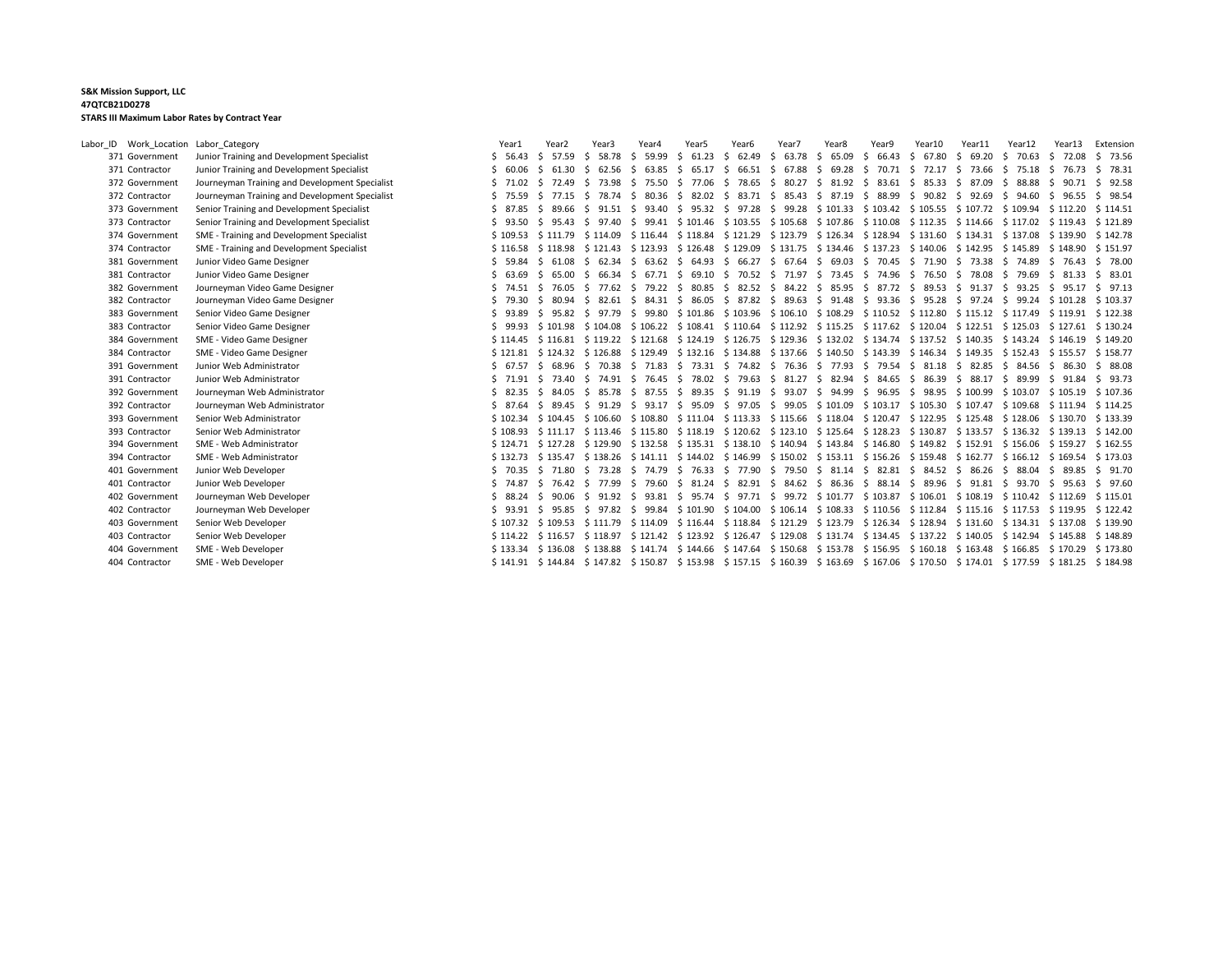**S&K Mission Support, LLC**
**47QTCB21D0278**
**STARS III Maximum Labor Rates by Contract Year**

| Labor_ID | Work_Location | Labor_Category | Year1 | Year2 | Year3 | Year4 | Year5 | Year6 | Year7 | Year8 | Year9 | Year10 | Year11 | Year12 | Year13 | Extension |
|---|---|---|---|---|---|---|---|---|---|---|---|---|---|---|---|---|
| 371 | Government | Junior Training and Development Specialist | $ 56.43 | $ 57.59 | $ 58.78 | $ 59.99 | $ 61.23 | $ 62.49 | $ 63.78 | $ 65.09 | $ 66.43 | $ 67.80 | $ 69.20 | $ 70.63 | $ 72.08 | $ 73.56 |
| 371 | Contractor | Junior Training and Development Specialist | $ 60.06 | $ 61.30 | $ 62.56 | $ 63.85 | $ 65.17 | $ 66.51 | $ 67.88 | $ 69.28 | $ 70.71 | $ 72.17 | $ 73.66 | $ 75.18 | $ 76.73 | $ 78.31 |
| 372 | Government | Journeyman Training and Development Specialist | $ 71.02 | $ 72.49 | $ 73.98 | $ 75.50 | $ 77.06 | $ 78.65 | $ 80.27 | $ 81.92 | $ 83.61 | $ 85.33 | $ 87.09 | $ 88.88 | $ 90.71 | $ 92.58 |
| 372 | Contractor | Journeyman Training and Development Specialist | $ 75.59 | $ 77.15 | $ 78.74 | $ 80.36 | $ 82.02 | $ 83.71 | $ 85.43 | $ 87.19 | $ 88.99 | $ 90.82 | $ 92.69 | $ 94.60 | $ 96.55 | $ 98.54 |
| 373 | Government | Senior Training and Development Specialist | $ 87.85 | $ 89.66 | $ 91.51 | $ 93.40 | $ 95.32 | $ 97.28 | $ 99.28 | $ 101.33 | $ 103.42 | $ 105.55 | $ 107.72 | $ 109.94 | $ 112.20 | $ 114.51 |
| 373 | Contractor | Senior Training and Development Specialist | $ 93.50 | $ 95.43 | $ 97.40 | $ 99.41 | $ 101.46 | $ 103.55 | $ 105.68 | $ 107.86 | $ 110.08 | $ 112.35 | $ 114.66 | $ 117.02 | $ 119.43 | $ 121.89 |
| 374 | Government | SME - Training and Development Specialist | $ 109.53 | $ 111.79 | $ 114.09 | $ 116.44 | $ 118.84 | $ 121.29 | $ 123.79 | $ 126.34 | $ 128.94 | $ 131.60 | $ 134.31 | $ 137.08 | $ 139.90 | $ 142.78 |
| 374 | Contractor | SME - Training and Development Specialist | $ 116.58 | $ 118.98 | $ 121.43 | $ 123.93 | $ 126.48 | $ 129.09 | $ 131.75 | $ 134.46 | $ 137.23 | $ 140.06 | $ 142.95 | $ 145.89 | $ 148.90 | $ 151.97 |
| 381 | Government | Junior Video Game Designer | $ 59.84 | $ 61.08 | $ 62.34 | $ 63.62 | $ 64.93 | $ 66.27 | $ 67.64 | $ 69.03 | $ 70.45 | $ 71.90 | $ 73.38 | $ 74.89 | $ 76.43 | $ 78.00 |
| 381 | Contractor | Junior Video Game Designer | $ 63.69 | $ 65.00 | $ 66.34 | $ 67.71 | $ 69.10 | $ 70.52 | $ 71.97 | $ 73.45 | $ 74.96 | $ 76.50 | $ 78.08 | $ 79.69 | $ 81.33 | $ 83.01 |
| 382 | Government | Journeyman Video Game Designer | $ 74.51 | $ 76.05 | $ 77.62 | $ 79.22 | $ 80.85 | $ 82.52 | $ 84.22 | $ 85.95 | $ 87.72 | $ 89.53 | $ 91.37 | $ 93.25 | $ 95.17 | $ 97.13 |
| 382 | Contractor | Journeyman Video Game Designer | $ 79.30 | $ 80.94 | $ 82.61 | $ 84.31 | $ 86.05 | $ 87.82 | $ 89.63 | $ 91.48 | $ 93.36 | $ 95.28 | $ 97.24 | $ 99.24 | $ 101.28 | $ 103.37 |
| 383 | Government | Senior Video Game Designer | $ 93.89 | $ 95.82 | $ 97.79 | $ 99.80 | $ 101.86 | $ 103.96 | $ 106.10 | $ 108.29 | $ 110.52 | $ 112.80 | $ 115.12 | $ 117.49 | $ 119.91 | $ 122.38 |
| 383 | Contractor | Senior Video Game Designer | $ 99.93 | $ 101.98 | $ 104.08 | $ 106.22 | $ 108.41 | $ 110.64 | $ 112.92 | $ 115.25 | $ 117.62 | $ 120.04 | $ 122.51 | $ 125.03 | $ 127.61 | $ 130.24 |
| 384 | Government | SME - Video Game Designer | $ 114.45 | $ 116.81 | $ 119.22 | $ 121.68 | $ 124.19 | $ 126.75 | $ 129.36 | $ 132.02 | $ 134.74 | $ 137.52 | $ 140.35 | $ 143.24 | $ 146.19 | $ 149.20 |
| 384 | Contractor | SME - Video Game Designer | $ 121.81 | $ 124.32 | $ 126.88 | $ 129.49 | $ 132.16 | $ 134.88 | $ 137.66 | $ 140.50 | $ 143.39 | $ 146.34 | $ 149.35 | $ 152.43 | $ 155.57 | $ 158.77 |
| 391 | Government | Junior Web Administrator | $ 67.57 | $ 68.96 | $ 70.38 | $ 71.83 | $ 73.31 | $ 74.82 | $ 76.36 | $ 77.93 | $ 79.54 | $ 81.18 | $ 82.85 | $ 84.56 | $ 86.30 | $ 88.08 |
| 391 | Contractor | Junior Web Administrator | $ 71.91 | $ 73.40 | $ 74.91 | $ 76.45 | $ 78.02 | $ 79.63 | $ 81.27 | $ 82.94 | $ 84.65 | $ 86.39 | $ 88.17 | $ 89.99 | $ 91.84 | $ 93.73 |
| 392 | Government | Journeyman Web Administrator | $ 82.35 | $ 84.05 | $ 85.78 | $ 87.55 | $ 89.35 | $ 91.19 | $ 93.07 | $ 94.99 | $ 96.95 | $ 98.95 | $ 100.99 | $ 103.07 | $ 105.19 | $ 107.36 |
| 392 | Contractor | Journeyman Web Administrator | $ 87.64 | $ 89.45 | $ 91.29 | $ 93.17 | $ 95.09 | $ 97.05 | $ 99.05 | $ 101.09 | $ 103.17 | $ 105.30 | $ 107.47 | $ 109.68 | $ 111.94 | $ 114.25 |
| 393 | Government | Senior Web Administrator | $ 102.34 | $ 104.45 | $ 106.60 | $ 108.80 | $ 111.04 | $ 113.33 | $ 115.66 | $ 118.04 | $ 120.47 | $ 122.95 | $ 125.48 | $ 128.06 | $ 130.70 | $ 133.39 |
| 393 | Contractor | Senior Web Administrator | $ 108.93 | $ 111.17 | $ 113.46 | $ 115.80 | $ 118.19 | $ 120.62 | $ 123.10 | $ 125.64 | $ 128.23 | $ 130.87 | $ 133.57 | $ 136.32 | $ 139.13 | $ 142.00 |
| 394 | Government | SME - Web Administrator | $ 124.71 | $ 127.28 | $ 129.90 | $ 132.58 | $ 135.31 | $ 138.10 | $ 140.94 | $ 143.84 | $ 146.80 | $ 149.82 | $ 152.91 | $ 156.06 | $ 159.27 | $ 162.55 |
| 394 | Contractor | SME - Web Administrator | $ 132.73 | $ 135.47 | $ 138.26 | $ 141.11 | $ 144.02 | $ 146.99 | $ 150.02 | $ 153.11 | $ 156.26 | $ 159.48 | $ 162.77 | $ 166.12 | $ 169.54 | $ 173.03 |
| 401 | Government | Junior Web Developer | $ 70.35 | $ 71.80 | $ 73.28 | $ 74.79 | $ 76.33 | $ 77.90 | $ 79.50 | $ 81.14 | $ 82.81 | $ 84.52 | $ 86.26 | $ 88.04 | $ 89.85 | $ 91.70 |
| 401 | Contractor | Junior Web Developer | $ 74.87 | $ 76.42 | $ 77.99 | $ 79.60 | $ 81.24 | $ 82.91 | $ 84.62 | $ 86.36 | $ 88.14 | $ 89.96 | $ 91.81 | $ 93.70 | $ 95.63 | $ 97.60 |
| 402 | Government | Journeyman Web Developer | $ 88.24 | $ 90.06 | $ 91.92 | $ 93.81 | $ 95.74 | $ 97.71 | $ 99.72 | $ 101.77 | $ 103.87 | $ 106.01 | $ 108.19 | $ 110.42 | $ 112.69 | $ 115.01 |
| 402 | Contractor | Journeyman Web Developer | $ 93.91 | $ 95.85 | $ 97.82 | $ 99.84 | $ 101.90 | $ 104.00 | $ 106.14 | $ 108.33 | $ 110.56 | $ 112.84 | $ 115.16 | $ 117.53 | $ 119.95 | $ 122.42 |
| 403 | Government | Senior Web Developer | $ 107.32 | $ 109.53 | $ 111.79 | $ 114.09 | $ 116.44 | $ 118.84 | $ 121.29 | $ 123.79 | $ 126.34 | $ 128.94 | $ 131.60 | $ 134.31 | $ 137.08 | $ 139.90 |
| 403 | Contractor | Senior Web Developer | $ 114.22 | $ 116.57 | $ 118.97 | $ 121.42 | $ 123.92 | $ 126.47 | $ 129.08 | $ 131.74 | $ 134.45 | $ 137.22 | $ 140.05 | $ 142.94 | $ 145.88 | $ 148.89 |
| 404 | Government | SME - Web Developer | $ 133.34 | $ 136.08 | $ 138.88 | $ 141.74 | $ 144.66 | $ 147.64 | $ 150.68 | $ 153.78 | $ 156.95 | $ 160.18 | $ 163.48 | $ 166.85 | $ 170.29 | $ 173.80 |
| 404 | Contractor | SME - Web Developer | $ 141.91 | $ 144.84 | $ 147.82 | $ 150.87 | $ 153.98 | $ 157.15 | $ 160.39 | $ 163.69 | $ 167.06 | $ 170.50 | $ 174.01 | $ 177.59 | $ 181.25 | $ 184.98 |